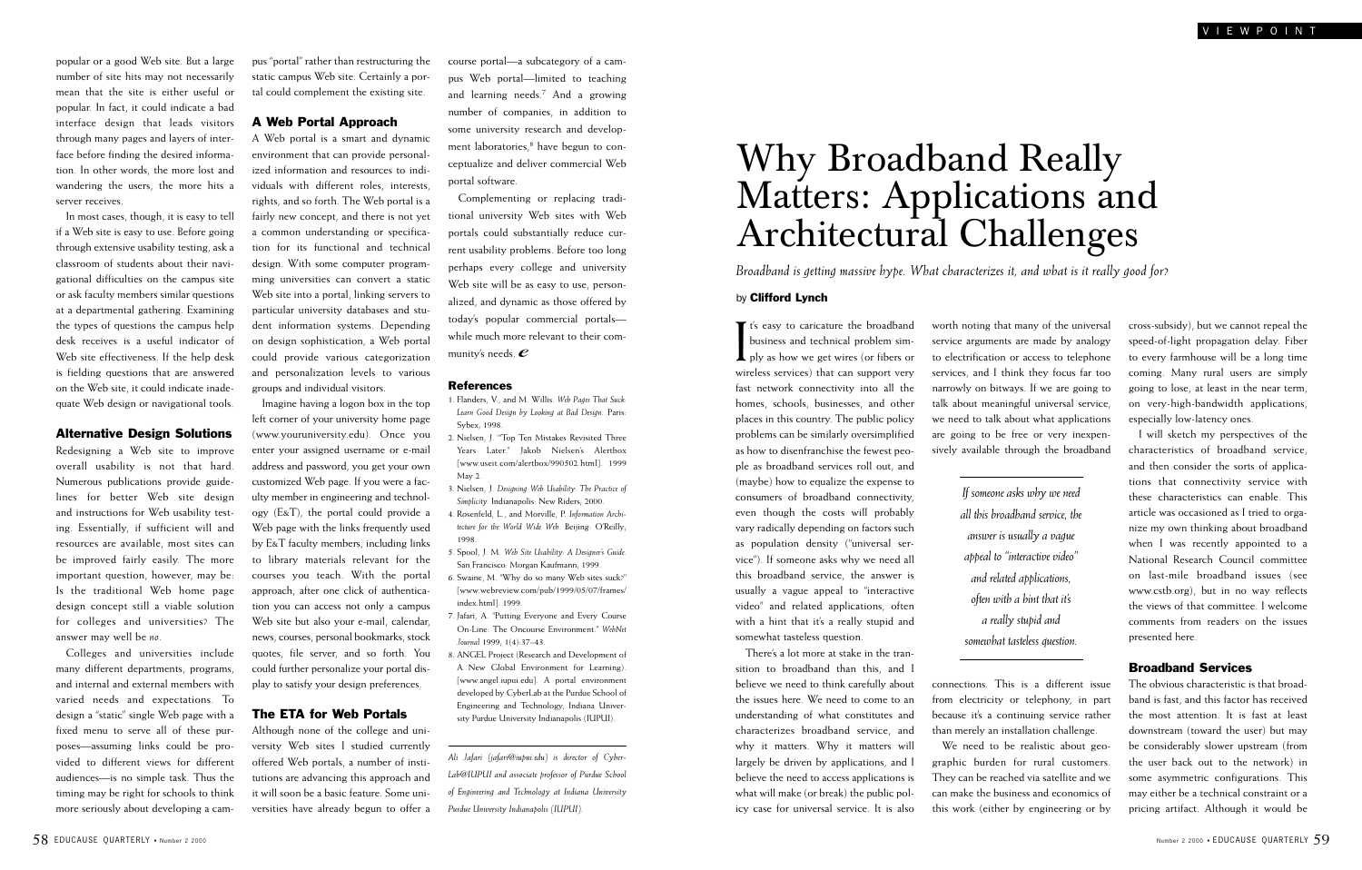popular or a good Web site. But a large number of site hits may not necessarily mean that the site is either useful or popular. In fact, it could indicate a bad interface design that leads visitors through many pages and layers of interface before finding the desired information. In other words, the more lost and wandering the users, the more hits a server receives.

In most cases, though, it is easy to tell if a Web site is easy to use. Before going through extensive usability testing, ask a classroom of students about their navigational difficulties on the campus site or ask faculty members similar questions at a departmental gathering. Examining the types of questions the campus help desk receives is a useful indicator of Web site effectiveness. If the help desk is fielding questions that are answered on the Web site, it could indicate inadequate Web design or navigational tools.

### Alternative Design Solutions

Redesigning a Web site to improve overall usability is not that hard. Numerous publications provide guidelines for better Web site design and instructions for Web usability testing. Essentially, if sufficient will and resources are available, most sites can be improved fairly easily. The more important question, however, may be: Is the traditional Web home page design concept still a viable solution for colleges and universities? The answer may well be *no*.

Colleges and universities include many different departments, programs, and internal and external members with varied needs and expectations. To design a "static" single Web page with a fixed menu to serve all of these purposes—assuming links could be provided to different views for different audiences—is no simple task. Thus the timing may be right for schools to think more seriously about developing a campus "portal" rather than restructuring the static campus Web site. Certainly a portal could complement the existing site.

### A Web Portal Approach

A Web portal is a smart and dynamic environment that can provide personalized information and resources to individuals with different roles, interests, rights, and so forth. The Web portal is a fairly new concept, and there is not yet a common understanding or specification for its functional and technical design. With some computer programming universities can convert a static Web site into a portal, linking servers to particular university databases and student information systems. Depending on design sophistication, a Web portal could provide various categorization and personalization levels to various groups and individual visitors.

Imagine having a logon box in the top left corner of your university home page (www.youruniversity.edu). Once you enter your assigned username or e-mail address and password, you get your own customized Web page. If you were a faculty member in engineering and technology (E&T), the portal could provide a Web page with the links frequently used by E&T faculty members, including links to library materials relevant for the courses you teach. With the portal approach, after one click of authentication you can access not only a campus Web site but also your e-mail, calendar, news, courses, personal bookmarks, stock quotes, file server, and so forth. You could further personalize your portal display to satisfy your design preferences.

### The ETA for Web Portals

Although none of the college and university Web sites I studied currently offered Web portals, a number of institutions are advancing this approach and it will soon be a basic feature. Some universities have already begun to offer a course portal—a subcategory of a campus Web portal—limited to teaching and learning needs.[7] And a growing number of companies, in addition to some university research and development laboratories,[8] have begun to conceptualize and deliver commercial Web portal software.

Complementing or replacing traditional university Web sites with Web portals could substantially reduce current usability problems. Before too long perhaps every college and university Web site will be as easy to use, personalized, and dynamic as those offered by today's popular commercial portals—while much more relevant to their community's needs.

### References

1. Flanders, V., and M. Willis. *Web Pages That Suck: Learn Good Design by Looking at Bad Design.* Paris: Sybex, 1998.
2. Nielsen, J. "Top Ten Mistakes Revisited Three Years Later." Jakob Nielsen's Alertbox [www.useit.com/alertbox/990502.html]. 1999 May 2.
3. Nielsen, J. *Designing Web Usability: The Practice of Simplicity.* Indianapolis: New Riders, 2000.
4. Rosenfeld, L., and Morville, P. *Information Architecture for the World Wide Web.* Beijing: O'Reilly, 1998.
5. Spool, J. M. *Web Site Usability: A Designer's Guide.* San Francisco: Morgan Kaufmann, 1999.
6. Swaine, M. "Why do so many Web sites suck?" [www.webreview.com/pub/1999/05/07/frames/index.html]. 1999.
7. Jafari, A. "Putting Everyone and Every Course On-Line: The Oncourse Environment." *WebNet Journal* 1999, 1(4):37–43.
8. ANGEL Project (Research and Development of A New Global Environment for Learning). [www.angel.iupui.edu]. A portal environment developed by CyberLab at the Purdue School of Engineering and Technology, Indiana University Purdue University Indianapolis (IUPUI).

*Ali Jafari (jafari@iupui.edu) is director of CyberLab@IUPUI and associate professor of Purdue School of Engineering and Technology at Indiana University Purdue University Indianapolis (IUPUI).*

# Why Broadband Really Matters: Applications and Architectural Challenges

*Broadband is getting massive hype. What characterizes it, and what is it really good for?*

by **Clifford Lynch**

It's easy to caricature the broadband business and technical problem simply as how we get wires (or fibers or wireless services) that can support very fast network connectivity into all the homes, schools, businesses, and other places in this country. The public policy problems can be similarly oversimplified as how to disenfranchise the fewest people as broadband services roll out, and (maybe) how to equalize the expense to consumers of broadband connectivity, even though the costs will probably vary radically depending on factors such as population density ("universal service"). If someone asks why we need all this broadband service, the answer is usually a vague appeal to "interactive video" and related applications, often with a hint that it's a really stupid and somewhat tasteless question.

There's a lot more at stake in the transition to broadband than this, and I believe we need to think carefully about the issues here. We need to come to an understanding of what constitutes and characterizes broadband service, and why it matters. Why it matters will largely be driven by applications, and I believe the need to access applications is what will make (or break) the public policy case for universal service. It is also worth noting that many of the universal service arguments are made by analogy to electrification or access to telephone services, and I think they focus far too narrowly on bitways. If we are going to talk about meaningful universal service, we need to talk about what applications are going to be free or very inexpensively available through the broadband connections. This is a different issue from electricity or telephony, in part because it's a continuing service rather than merely an installation challenge.

*If someone asks why we need all this broadband service, the answer is usually a vague appeal to "interactive video" and related applications, often with a hint that it's a really stupid and somewhat tasteless question.*

We need to be realistic about geographic burden for rural customers. They can be reached via satellite and we can make the business and economics of this work (either by engineering or by cross-subsidy), but we cannot repeal the speed-of-light propagation delay. Fiber to every farmhouse will be a long time coming. Many rural users are simply going to lose, at least in the near term, on very-high-bandwidth applications, especially low-latency ones.

I will sketch my perspectives of the characteristics of broadband service, and then consider the sorts of applications that connectivity service with these characteristics can enable. This article was occasioned as I tried to organize my own thinking about broadband when I was recently appointed to a National Research Council committee on last-mile broadband issues (see www.cstb.org), but in no way reflects the views of that committee. I welcome comments from readers on the issues presented here.

## Broadband Services

The obvious characteristic is that broadband is fast, and this factor has received the most attention. It is fast at least downstream (toward the user) but may be considerably slower upstream (from the user back out to the network) in some asymmetric configurations. This may either be a technical constraint or a pricing artifact. Although it would be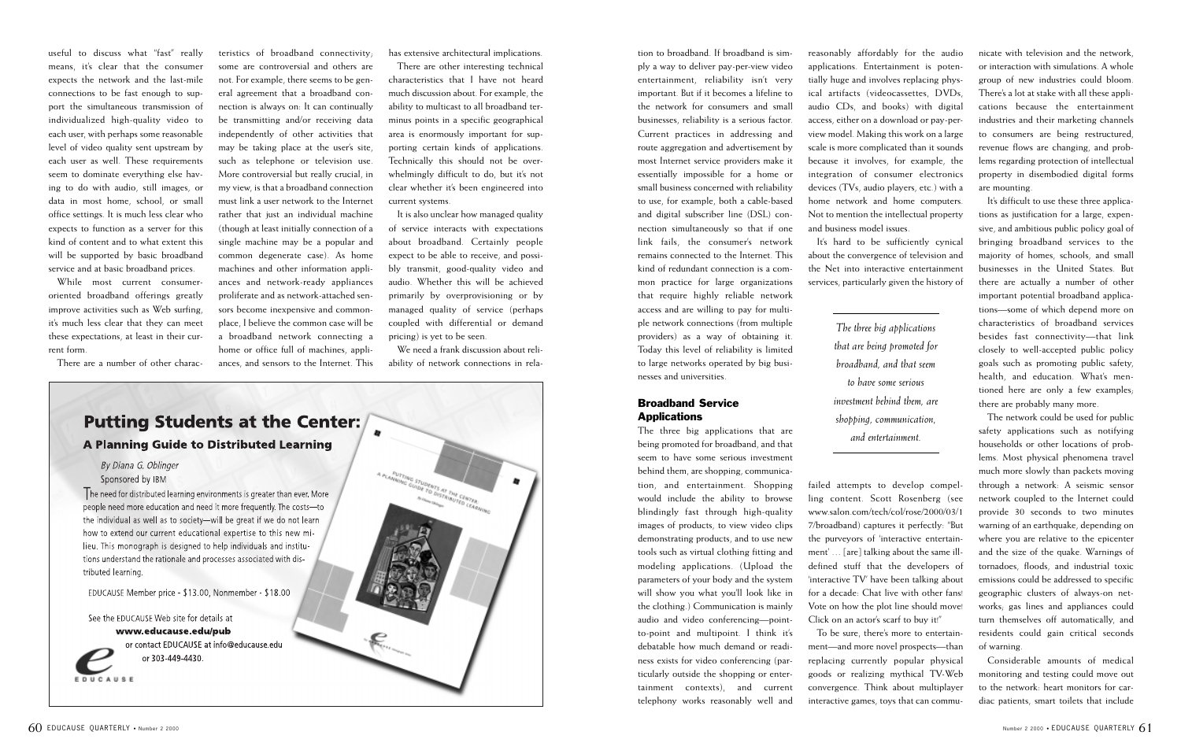useful to discuss what "fast" really means, it's clear that the consumer expects the network and the last-mile connections to be fast enough to support the simultaneous transmission of individualized high-quality video to each user, with perhaps some reasonable level of video quality sent upstream by each user as well. These requirements seem to dominate everything else having to do with audio, still images, or data in most home, school, or small office settings. It is much less clear who expects to function as a server for this kind of content and to what extent this will be supported by basic broadband service and at basic broadband prices.

While most current consumer-oriented broadband offerings greatly improve activities such as Web surfing, it's much less clear that they can meet these expectations, at least in their current form.

There are a number of other characteristics of broadband connectivity; some are controversial and others are not. For example, there seems to be general agreement that a broadband connection is always on: It can continually be transmitting and/or receiving data independently of other activities that may be taking place at the user's site, such as telephone or television use. More controversial but really crucial, in my view, is that a broadband connection must link a user network to the Internet rather that just an individual machine (though at least initially connection of a single machine may be a popular and common degenerate case). As home machines and other information appliances and network-ready appliances proliferate and as network-attached sensors become inexpensive and commonplace, I believe the common case will be a broadband network connecting a home or office full of machines, appliances, and sensors to the Internet. This has extensive architectural implications.

There are other interesting technical characteristics that I have not heard much discussion about. For example, the ability to multicast to all broadband terminus points in a specific geographical area is enormously important for supporting certain kinds of applications. Technically this should not be overwhelmingly difficult to do, but it's not clear whether it's been engineered into current systems.

It is also unclear how managed quality of service interacts with expectations about broadband. Certainly people expect to be able to receive, and possibly transmit, good-quality video and audio. Whether this will be achieved primarily by overprovisioning or by managed quality of service (perhaps coupled with differential or demand pricing) is yet to be seen.

We need a frank discussion about reliability of network connections in relation to broadband. If broadband is simply a way to deliver pay-per-view video entertainment, reliability isn't very important. But if it becomes a lifeline to the network for consumers and small businesses, reliability is a serious factor. Current practices in addressing and route aggregation and advertisement by most Internet service providers make it essentially impossible for a home or small business concerned with reliability to use, for example, both a cable-based and digital subscriber line (DSL) connection simultaneously so that if one link fails, the consumer's network remains connected to the Internet. This kind of redundant connection is a common practice for large organizations that require highly reliable network access and are willing to pay for multiple network connections (from multiple providers) as a way of obtaining it. Today this level of reliability is limited to large networks operated by big businesses and universities.

## Broadband Service Applications

The three big applications that are being promoted for broadband, and that seem to have some serious investment behind them, are shopping, communication, and entertainment. Shopping would include the ability to browse blindingly fast through high-quality images of products, to view video clips demonstrating products, and to use new tools such as virtual clothing fitting and modeling applications. (Upload the parameters of your body and the system will show you what you'll look like in the clothing.) Communication is mainly audio and video conferencing—point-to-point and multipoint. I think it's debatable how much demand or readiness exists for video conferencing (particularly outside the shopping or entertainment contexts), and current telephony works reasonably well and reasonably affordably for the audio applications. Entertainment is potentially huge and involves replacing physical artifacts (videocassettes, DVDs, audio CDs, and books) with digital access, either on a download or pay-per-view model. Making this work on a large scale is more complicated than it sounds because it involves, for example, the integration of consumer electronics devices (TVs, audio players, etc.) with a home network and home computers. Not to mention the intellectual property and business model issues.

It's hard to be sufficiently cynical about the convergence of television and the Net into interactive entertainment services, particularly given the history of failed attempts to develop compelling content. Scott Rosenberg (see www.salon.com/tech/col/rose/2000/03/17/broadband) captures it perfectly: "But the purveyors of 'interactive entertainment' … [are] talking about the same ill-defined stuff that the developers of 'interactive TV' have been talking about for a decade: Chat live with other fans! Vote on how the plot line should move! Click on an actor's scarf to buy it!"

> *The three big applications that are being promoted for broadband, and that seem to have some serious investment behind them, are shopping, communication, and entertainment.*

To be sure, there's more to entertainment—and more novel prospects—than replacing currently popular physical goods or realizing mythical TV-Web convergence. Think about multiplayer interactive games, toys that can communicate with television and the network, or interaction with simulations. A whole group of new industries could bloom. There's a lot at stake with all these applications because the entertainment industries and their marketing channels to consumers are being restructured, revenue flows are changing, and problems regarding protection of intellectual property in disembodied digital forms are mounting.

It's difficult to use these three applications as justification for a large, expensive, and ambitious public policy goal of bringing broadband services to the majority of homes, schools, and small businesses in the United States. But there are actually a number of other important potential broadband applications—some of which depend more on characteristics of broadband services besides fast connectivity—that link closely to well-accepted public policy goals such as promoting public safety, health, and education. What's mentioned here are only a few examples; there are probably many more.

The network could be used for public safety applications such as notifying households or other locations of problems. Most physical phenomena travel much more slowly than packets moving through a network: A seismic sensor network coupled to the Internet could provide 30 seconds to two minutes warning of an earthquake, depending on where you are relative to the epicenter and the size of the quake. Warnings of tornadoes, floods, and industrial toxic emissions could be addressed to specific geographic clusters of always-on networks; gas lines and appliances could turn themselves off automatically, and residents could gain critical seconds of warning.

Considerable amounts of medical monitoring and testing could move out to the network: heart monitors for cardiac patients, smart toilets that include

---

## Putting Students at the Center:
### A Planning Guide to Distributed Learning

*By Diana G. Oblinger*
Sponsored by IBM

The need for distributed learning environments is greater than ever. More people need more education and need it more frequently. The costs—to the individual as well as to society—will be great if we do not learn how to extend our current educational expertise to this new milieu. This monograph is designed to help individuals and institutions understand the rationale and processes associated with distributed learning.

EDUCAUSE Member price - $13.00, Nonmember - $18.00

See the EDUCAUSE Web site for details at **www.educause.edu/pub** or contact EDUCAUSE at info@educause.edu or 303-449-4430.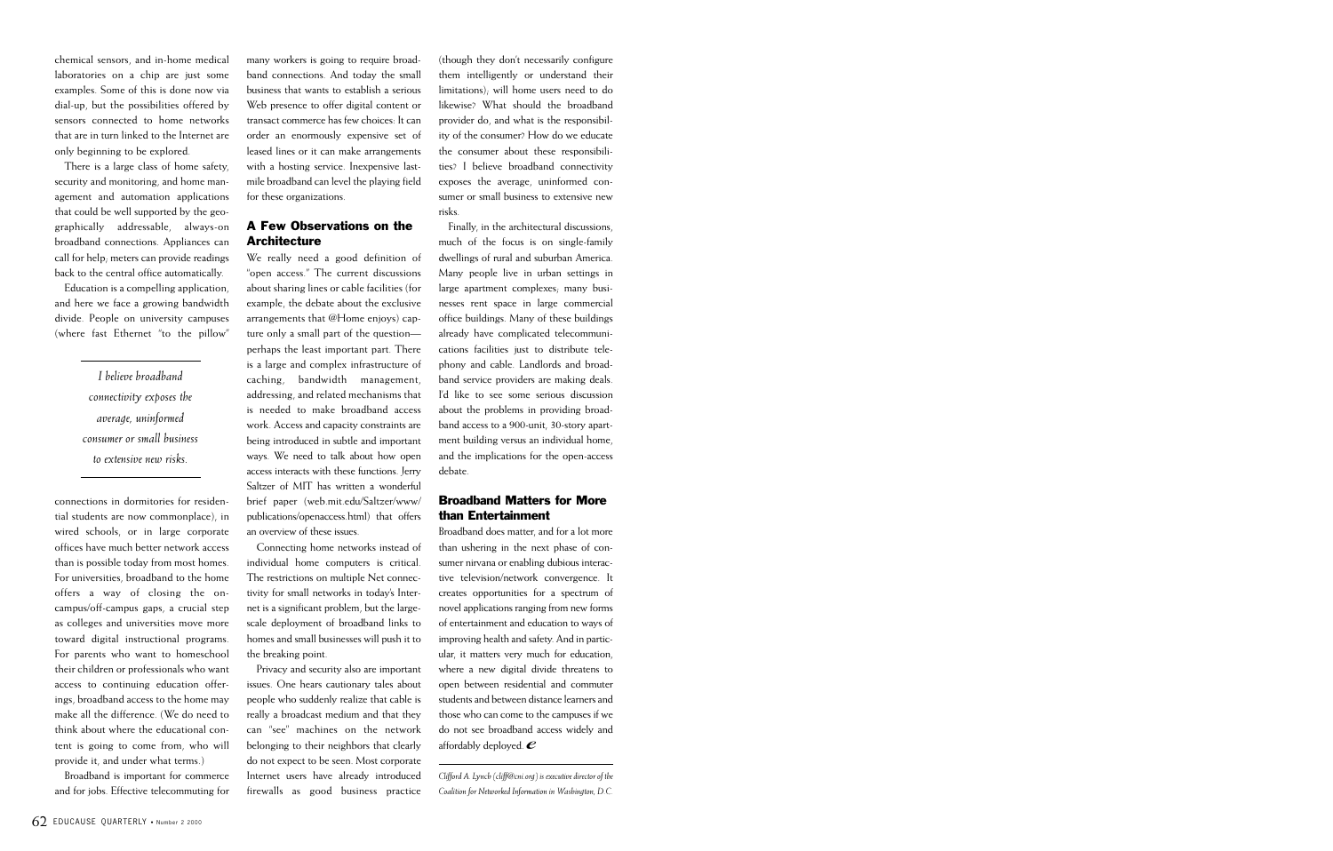chemical sensors, and in-home medical laboratories on a chip are just some examples. Some of this is done now via dial-up, but the possibilities offered by sensors connected to home networks that are in turn linked to the Internet are only beginning to be explored.

There is a large class of home safety, security and monitoring, and home management and automation applications that could be well supported by the geographically addressable, always-on broadband connections. Appliances can call for help; meters can provide readings back to the central office automatically.

Education is a compelling application, and here we face a growing bandwidth divide. People on university campuses (where fast Ethernet "to the pillow" connections in dormitories for residential students are now commonplace), in wired schools, or in large corporate offices have much better network access than is possible today from most homes. For universities, broadband to the home offers a way of closing the on-campus/off-campus gaps, a crucial step as colleges and universities move more toward digital instructional programs. For parents who want to homeschool their children or professionals who want access to continuing education offerings, broadband access to the home may make all the difference. (We do need to think about where the educational content is going to come from, who will provide it, and under what terms.)

*I believe broadband connectivity exposes the average, uninformed consumer or small business to extensive new risks.*

Broadband is important for commerce and for jobs. Effective telecommuting for many workers is going to require broadband connections. And today the small business that wants to establish a serious Web presence to offer digital content or transact commerce has few choices: It can order an enormously expensive set of leased lines or it can make arrangements with a hosting service. Inexpensive last-mile broadband can level the playing field for these organizations.

## A Few Observations on the Architecture

We really need a good definition of "open access." The current discussions about sharing lines or cable facilities (for example, the debate about the exclusive arrangements that @Home enjoys) capture only a small part of the question—perhaps the least important part. There is a large and complex infrastructure of caching, bandwidth management, addressing, and related mechanisms that is needed to make broadband access work. Access and capacity constraints are being introduced in subtle and important ways. We need to talk about how open access interacts with these functions. Jerry Saltzer of MIT has written a wonderful brief paper (web.mit.edu/Saltzer/www/publications/openaccess.html) that offers an overview of these issues.

Connecting home networks instead of individual home computers is critical. The restrictions on multiple Net connectivity for small networks in today's Internet is a significant problem, but the large-scale deployment of broadband links to homes and small businesses will push it to the breaking point.

Privacy and security also are important issues. One hears cautionary tales about people who suddenly realize that cable is really a broadcast medium and that they can "see" machines on the network belonging to their neighbors that clearly do not expect to be seen. Most corporate Internet users have already introduced firewalls as good business practice (though they don't necessarily configure them intelligently or understand their limitations); will home users need to do likewise? What should the broadband provider do, and what is the responsibility of the consumer? How do we educate the consumer about these responsibilities? I believe broadband connectivity exposes the average, uninformed consumer or small business to extensive new risks.

Finally, in the architectural discussions, much of the focus is on single-family dwellings of rural and suburban America. Many people live in urban settings in large apartment complexes; many businesses rent space in large commercial office buildings. Many of these buildings already have complicated telecommunications facilities just to distribute telephony and cable. Landlords and broadband service providers are making deals. I'd like to see some serious discussion about the problems in providing broadband access to a 900-unit, 30-story apartment building versus an individual home, and the implications for the open-access debate.

## Broadband Matters for More than Entertainment

Broadband does matter, and for a lot more than ushering in the next phase of consumer nirvana or enabling dubious interactive television/network convergence. It creates opportunities for a spectrum of novel applications ranging from new forms of entertainment and education to ways of improving health and safety. And in particular, it matters very much for education, where a new digital divide threatens to open between residential and commuter students and between distance learners and those who can come to the campuses if we do not see broadband access widely and affordably deployed. *e*

---

*Clifford A. Lynch (cliff@cni.org) is executive director of the Coalition for Networked Information in Washington, D.C.*